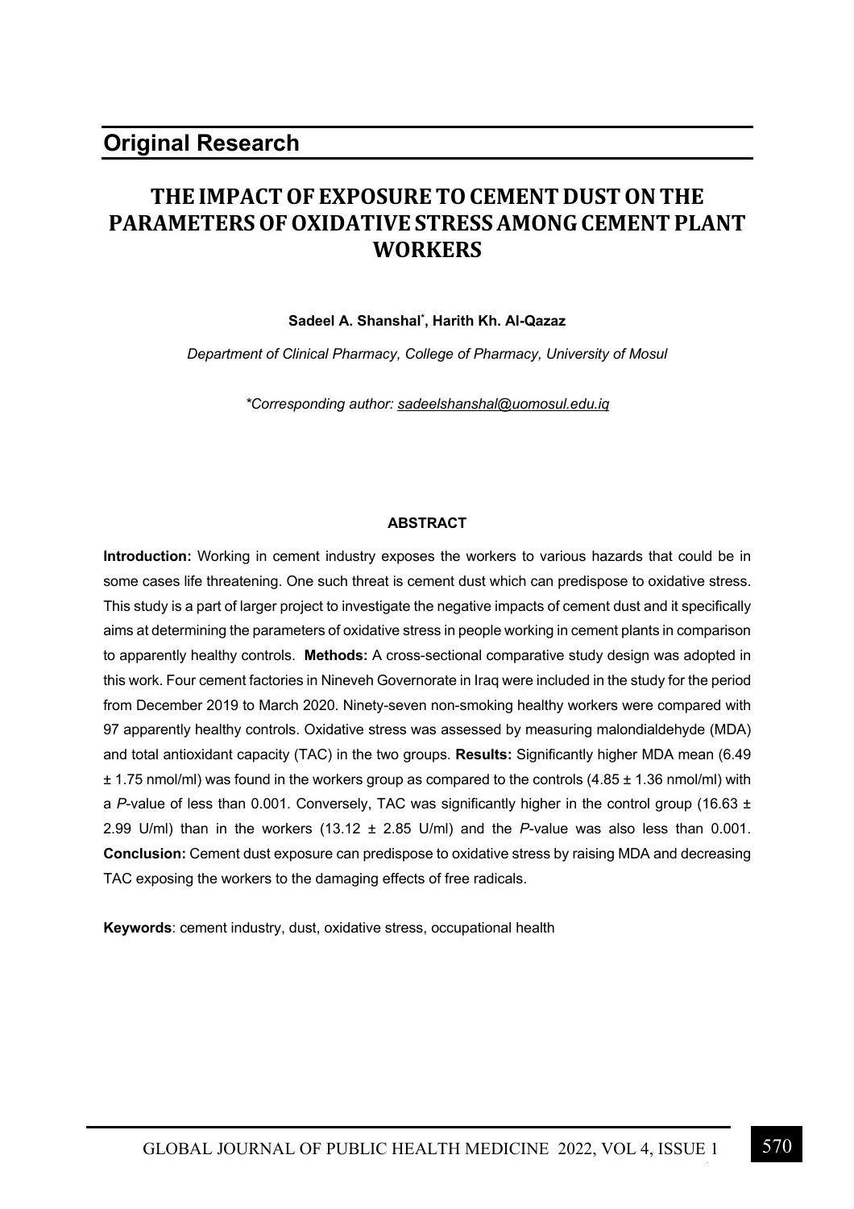## Original Research

# THE IMPACT OF EXPOSURE TO CEMENT DUST ON THE PARAMETERS OF OXIDATIVE STRESS AMONG CEMENT PLANT WORKERS

**Sadeel A. Shanshal*, Harith Kh. Al-Qazaz**

*Department of Clinical Pharmacy, College of Pharmacy, University of Mosul*

*\*Corresponding author: sadeelshanshal@uomosul.edu.iq*

#### ABSTRACT

**Introduction:** Working in cement industry exposes the workers to various hazards that could be in some cases life threatening. One such threat is cement dust which can predispose to oxidative stress. This study is a part of larger project to investigate the negative impacts of cement dust and it specifically aims at determining the parameters of oxidative stress in people working in cement plants in comparison to apparently healthy controls. **Methods:** A cross-sectional comparative study design was adopted in this work. Four cement factories in Nineveh Governorate in Iraq were included in the study for the period from December 2019 to March 2020. Ninety-seven non-smoking healthy workers were compared with 97 apparently healthy controls. Oxidative stress was assessed by measuring malondialdehyde (MDA) and total antioxidant capacity (TAC) in the two groups. **Results:** Significantly higher MDA mean (6.49 ± 1.75 nmol/ml) was found in the workers group as compared to the controls (4.85 ± 1.36 nmol/ml) with a *P*-value of less than 0.001. Conversely, TAC was significantly higher in the control group (16.63 ± 2.99 U/ml) than in the workers (13.12 ± 2.85 U/ml) and the *P*-value was also less than 0.001. **Conclusion:** Cement dust exposure can predispose to oxidative stress by raising MDA and decreasing TAC exposing the workers to the damaging effects of free radicals.

**Keywords**: cement industry, dust, oxidative stress, occupational health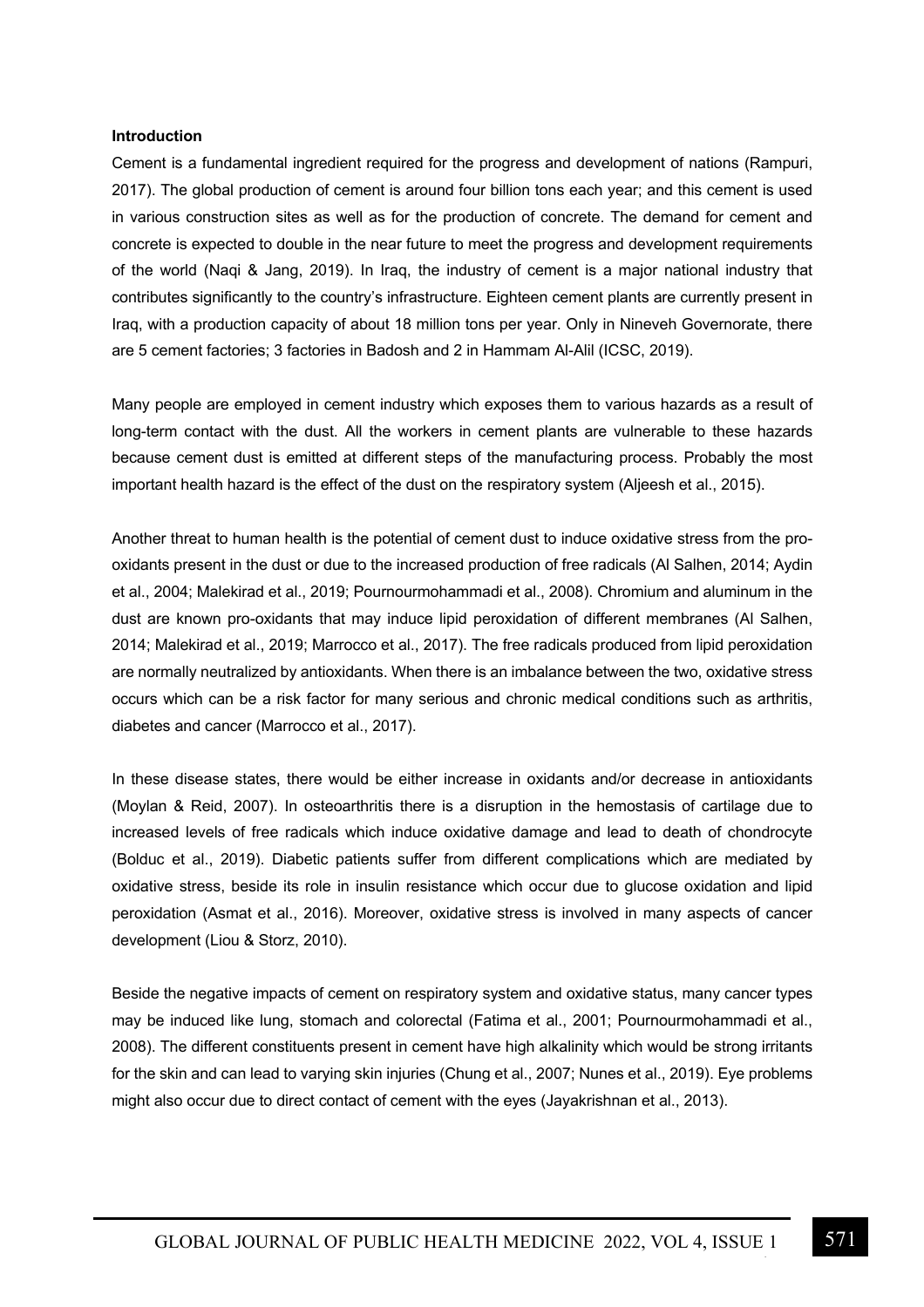**Introduction**

Cement is a fundamental ingredient required for the progress and development of nations (Rampuri, 2017). The global production of cement is around four billion tons each year; and this cement is used in various construction sites as well as for the production of concrete. The demand for cement and concrete is expected to double in the near future to meet the progress and development requirements of the world (Naqi & Jang, 2019). In Iraq, the industry of cement is a major national industry that contributes significantly to the country's infrastructure. Eighteen cement plants are currently present in Iraq, with a production capacity of about 18 million tons per year. Only in Nineveh Governorate, there are 5 cement factories; 3 factories in Badosh and 2 in Hammam Al-Alil (ICSC, 2019).

Many people are employed in cement industry which exposes them to various hazards as a result of long-term contact with the dust. All the workers in cement plants are vulnerable to these hazards because cement dust is emitted at different steps of the manufacturing process. Probably the most important health hazard is the effect of the dust on the respiratory system (Aljeesh et al., 2015).

Another threat to human health is the potential of cement dust to induce oxidative stress from the pro-oxidants present in the dust or due to the increased production of free radicals (Al Salhen, 2014; Aydin et al., 2004; Malekirad et al., 2019; Pournourmohammadi et al., 2008). Chromium and aluminum in the dust are known pro-oxidants that may induce lipid peroxidation of different membranes (Al Salhen, 2014; Malekirad et al., 2019; Marrocco et al., 2017). The free radicals produced from lipid peroxidation are normally neutralized by antioxidants. When there is an imbalance between the two, oxidative stress occurs which can be a risk factor for many serious and chronic medical conditions such as arthritis, diabetes and cancer (Marrocco et al., 2017).

In these disease states, there would be either increase in oxidants and/or decrease in antioxidants (Moylan & Reid, 2007). In osteoarthritis there is a disruption in the hemostasis of cartilage due to increased levels of free radicals which induce oxidative damage and lead to death of chondrocyte (Bolduc et al., 2019). Diabetic patients suffer from different complications which are mediated by oxidative stress, beside its role in insulin resistance which occur due to glucose oxidation and lipid peroxidation (Asmat et al., 2016). Moreover, oxidative stress is involved in many aspects of cancer development (Liou & Storz, 2010).

Beside the negative impacts of cement on respiratory system and oxidative status, many cancer types may be induced like lung, stomach and colorectal (Fatima et al., 2001; Pournourmohammadi et al., 2008). The different constituents present in cement have high alkalinity which would be strong irritants for the skin and can lead to varying skin injuries (Chung et al., 2007; Nunes et al., 2019). Eye problems might also occur due to direct contact of cement with the eyes (Jayakrishnan et al., 2013).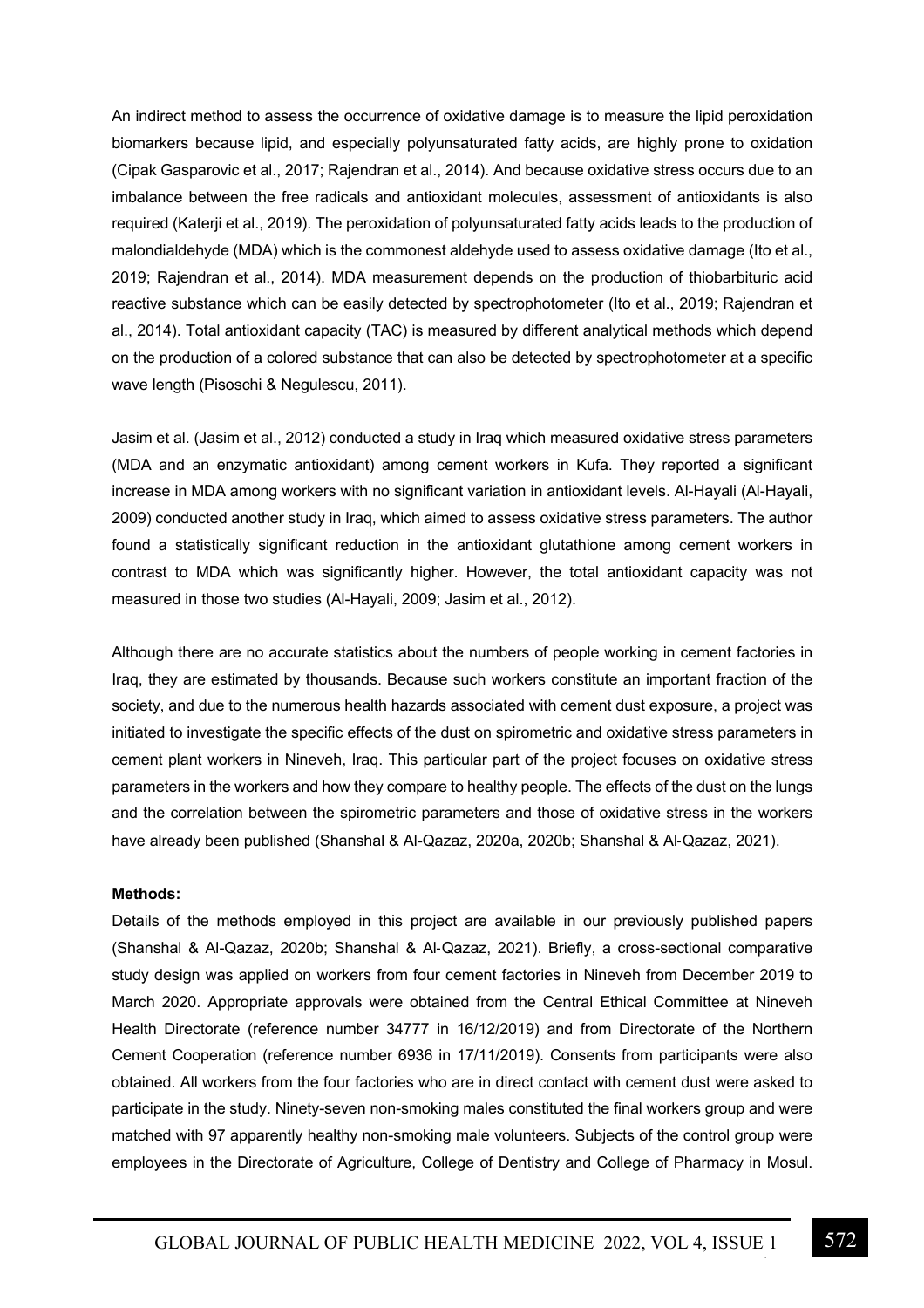An indirect method to assess the occurrence of oxidative damage is to measure the lipid peroxidation biomarkers because lipid, and especially polyunsaturated fatty acids, are highly prone to oxidation (Cipak Gasparovic et al., 2017; Rajendran et al., 2014). And because oxidative stress occurs due to an imbalance between the free radicals and antioxidant molecules, assessment of antioxidants is also required (Katerji et al., 2019). The peroxidation of polyunsaturated fatty acids leads to the production of malondialdehyde (MDA) which is the commonest aldehyde used to assess oxidative damage (Ito et al., 2019; Rajendran et al., 2014). MDA measurement depends on the production of thiobarbituric acid reactive substance which can be easily detected by spectrophotometer (Ito et al., 2019; Rajendran et al., 2014). Total antioxidant capacity (TAC) is measured by different analytical methods which depend on the production of a colored substance that can also be detected by spectrophotometer at a specific wave length (Pisoschi & Negulescu, 2011).

Jasim et al. (Jasim et al., 2012) conducted a study in Iraq which measured oxidative stress parameters (MDA and an enzymatic antioxidant) among cement workers in Kufa. They reported a significant increase in MDA among workers with no significant variation in antioxidant levels. Al-Hayali (Al-Hayali, 2009) conducted another study in Iraq, which aimed to assess oxidative stress parameters. The author found a statistically significant reduction in the antioxidant glutathione among cement workers in contrast to MDA which was significantly higher. However, the total antioxidant capacity was not measured in those two studies (Al-Hayali, 2009; Jasim et al., 2012).

Although there are no accurate statistics about the numbers of people working in cement factories in Iraq, they are estimated by thousands. Because such workers constitute an important fraction of the society, and due to the numerous health hazards associated with cement dust exposure, a project was initiated to investigate the specific effects of the dust on spirometric and oxidative stress parameters in cement plant workers in Nineveh, Iraq. This particular part of the project focuses on oxidative stress parameters in the workers and how they compare to healthy people. The effects of the dust on the lungs and the correlation between the spirometric parameters and those of oxidative stress in the workers have already been published (Shanshal & Al-Qazaz, 2020a, 2020b; Shanshal & Al-Qazaz, 2021).

**Methods:**

Details of the methods employed in this project are available in our previously published papers (Shanshal & Al-Qazaz, 2020b; Shanshal & Al-Qazaz, 2021). Briefly, a cross-sectional comparative study design was applied on workers from four cement factories in Nineveh from December 2019 to March 2020. Appropriate approvals were obtained from the Central Ethical Committee at Nineveh Health Directorate (reference number 34777 in 16/12/2019) and from Directorate of the Northern Cement Cooperation (reference number 6936 in 17/11/2019). Consents from participants were also obtained. All workers from the four factories who are in direct contact with cement dust were asked to participate in the study. Ninety-seven non-smoking males constituted the final workers group and were matched with 97 apparently healthy non-smoking male volunteers. Subjects of the control group were employees in the Directorate of Agriculture, College of Dentistry and College of Pharmacy in Mosul.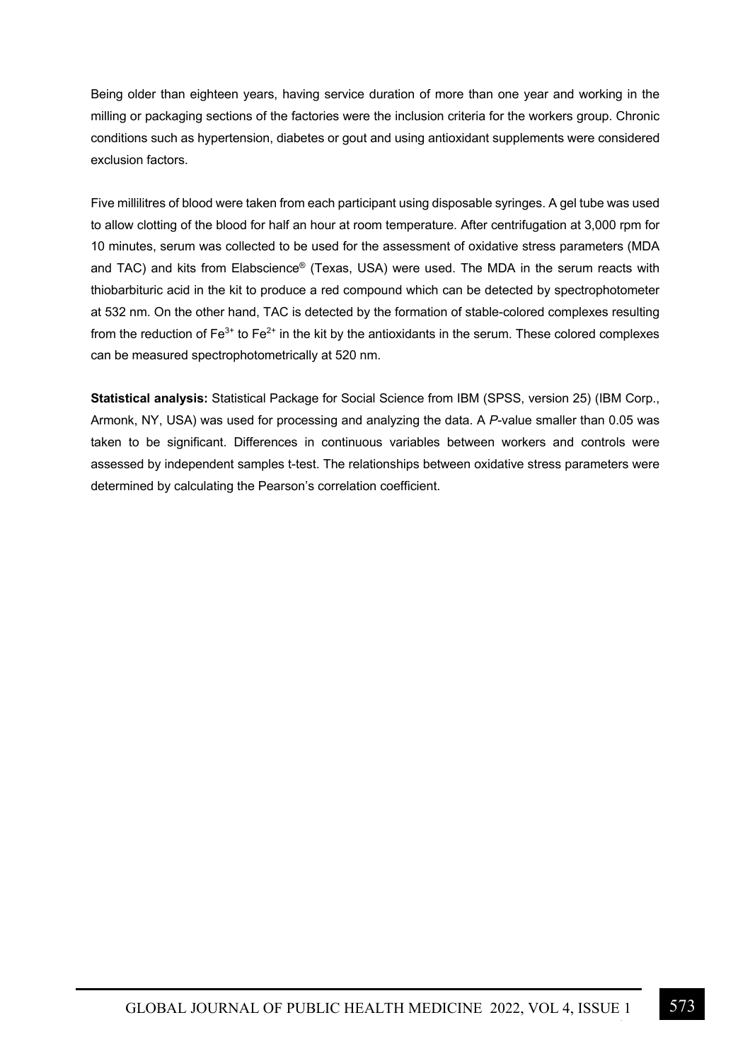Being older than eighteen years, having service duration of more than one year and working in the milling or packaging sections of the factories were the inclusion criteria for the workers group. Chronic conditions such as hypertension, diabetes or gout and using antioxidant supplements were considered exclusion factors.

Five millilitres of blood were taken from each participant using disposable syringes. A gel tube was used to allow clotting of the blood for half an hour at room temperature. After centrifugation at 3,000 rpm for 10 minutes, serum was collected to be used for the assessment of oxidative stress parameters (MDA and TAC) and kits from Elabscience® (Texas, USA) were used. The MDA in the serum reacts with thiobarbituric acid in the kit to produce a red compound which can be detected by spectrophotometer at 532 nm. On the other hand, TAC is detected by the formation of stable-colored complexes resulting from the reduction of $Fe^{3+}$ to $Fe^{2+}$ in the kit by the antioxidants in the serum. These colored complexes can be measured spectrophotometrically at 520 nm.

**Statistical analysis:** Statistical Package for Social Science from IBM (SPSS, version 25) (IBM Corp., Armonk, NY, USA) was used for processing and analyzing the data. A *P*-value smaller than 0.05 was taken to be significant. Differences in continuous variables between workers and controls were assessed by independent samples t-test. The relationships between oxidative stress parameters were determined by calculating the Pearson's correlation coefficient.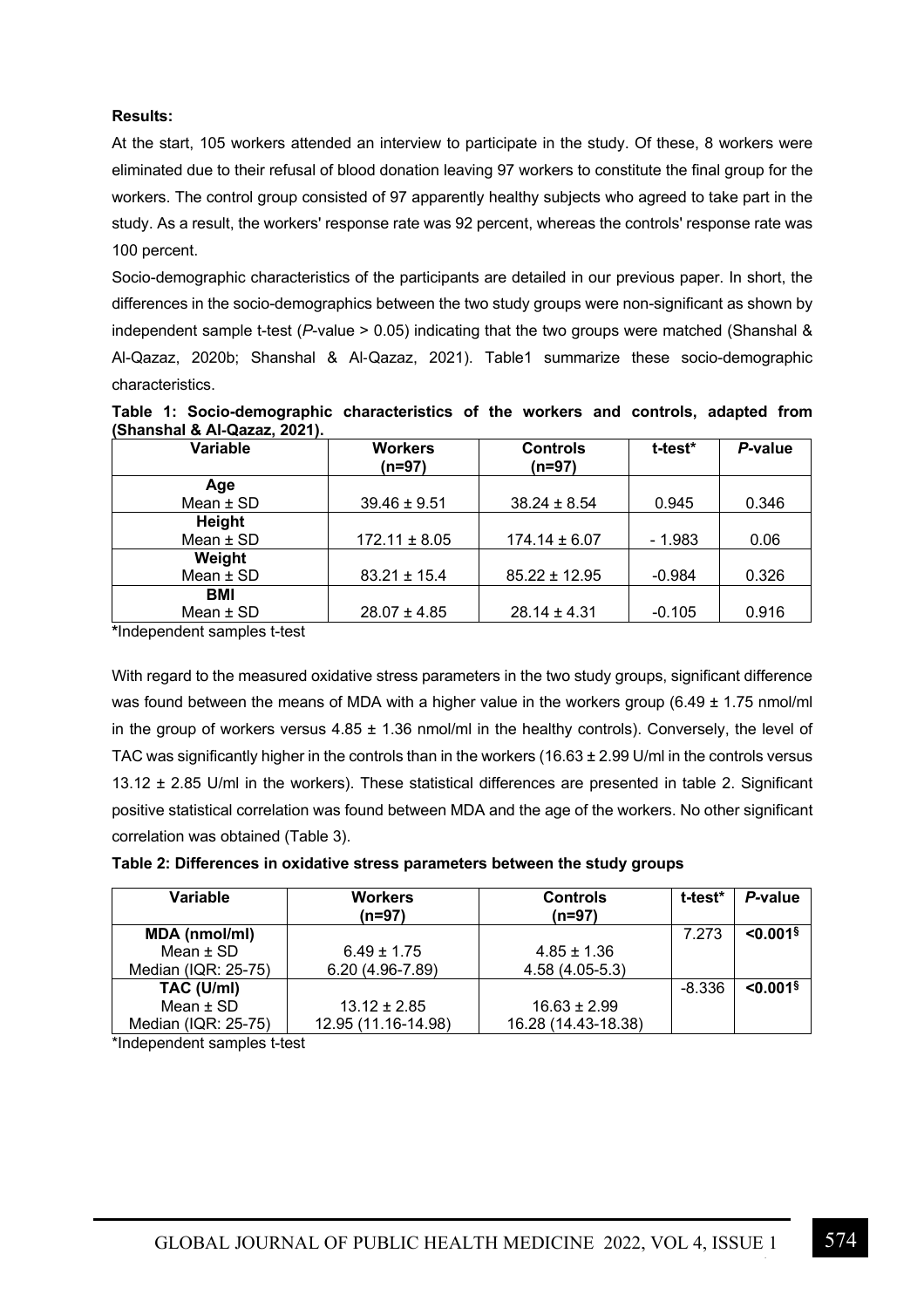**Results:**

At the start, 105 workers attended an interview to participate in the study. Of these, 8 workers were eliminated due to their refusal of blood donation leaving 97 workers to constitute the final group for the workers. The control group consisted of 97 apparently healthy subjects who agreed to take part in the study. As a result, the workers' response rate was 92 percent, whereas the controls' response rate was 100 percent.

Socio-demographic characteristics of the participants are detailed in our previous paper. In short, the differences in the socio-demographics between the two study groups were non-significant as shown by independent sample t-test (*P*-value > 0.05) indicating that the two groups were matched (Shanshal & Al-Qazaz, 2020b; Shanshal & Al-Qazaz, 2021). Table1 summarize these socio-demographic characteristics.

**Table 1: Socio-demographic characteristics of the workers and controls, adapted from (Shanshal & Al-Qazaz, 2021).**

| Variable | Workers (n=97) | Controls (n=97) | t-test* | *P*-value |
|---|---|---|---|---|
| **Age** Mean ± SD | 39.46 ± 9.51 | 38.24 ± 8.54 | 0.945 | 0.346 |
| **Height** Mean ± SD | 172.11 ± 8.05 | 174.14 ± 6.07 | - 1.983 | 0.06 |
| **Weight** Mean ± SD | 83.21 ± 15.4 | 85.22 ± 12.95 | -0.984 | 0.326 |
| **BMI** Mean ± SD | 28.07 ± 4.85 | 28.14 ± 4.31 | -0.105 | 0.916 |

***Independent samples t-test

With regard to the measured oxidative stress parameters in the two study groups, significant difference was found between the means of MDA with a higher value in the workers group (6.49 ± 1.75 nmol/ml in the group of workers versus 4.85 ± 1.36 nmol/ml in the healthy controls). Conversely, the level of TAC was significantly higher in the controls than in the workers (16.63 ± 2.99 U/ml in the controls versus 13.12 ± 2.85 U/ml in the workers). These statistical differences are presented in table 2. Significant positive statistical correlation was found between MDA and the age of the workers. No other significant correlation was obtained (Table 3).

**Table 2: Differences in oxidative stress parameters between the study groups**

| Variable | Workers (n=97) | Controls (n=97) | t-test* | *P*-value |
|---|---|---|---|---|
| **MDA (nmol/ml)** | | | 7.273 | **<0.001§** |
| Mean ± SD | 6.49 ± 1.75 | 4.85 ± 1.36 | | |
| Median (IQR: 25-75) | 6.20 (4.96-7.89) | 4.58 (4.05-5.3) | | |
| **TAC (U/ml)** | | | -8.336 | **<0.001§** |
| Mean ± SD | 13.12 ± 2.85 | 16.63 ± 2.99 | | |
| Median (IQR: 25-75) | 12.95 (11.16-14.98) | 16.28 (14.43-18.38) | | |

*Independent samples t-test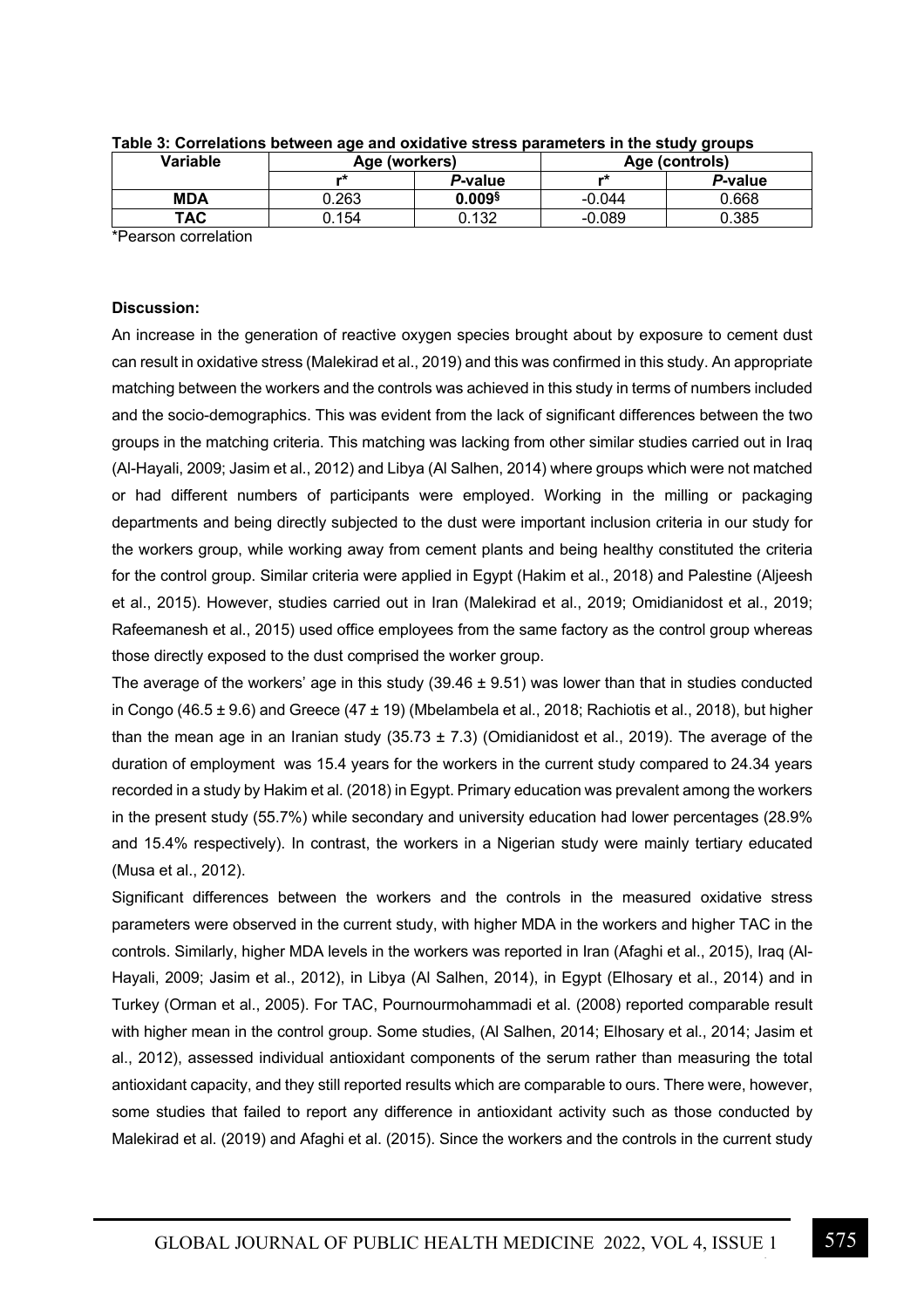**Table 3: Correlations between age and oxidative stress parameters in the study groups**

| Variable | Age (workers) | | Age (controls) | |
|---|---|---|---|---|
| | r* | *P*-value | r* | *P*-value |
| **MDA** | 0.263 | **0.009**[§] | -0.044 | 0.668 |
| **TAC** | 0.154 | 0.132 | -0.089 | 0.385 |

*Pearson correlation

**Discussion:**

An increase in the generation of reactive oxygen species brought about by exposure to cement dust can result in oxidative stress (Malekirad et al., 2019) and this was confirmed in this study. An appropriate matching between the workers and the controls was achieved in this study in terms of numbers included and the socio-demographics. This was evident from the lack of significant differences between the two groups in the matching criteria. This matching was lacking from other similar studies carried out in Iraq (Al-Hayali, 2009; Jasim et al., 2012) and Libya (Al Salhen, 2014) where groups which were not matched or had different numbers of participants were employed. Working in the milling or packaging departments and being directly subjected to the dust were important inclusion criteria in our study for the workers group, while working away from cement plants and being healthy constituted the criteria for the control group. Similar criteria were applied in Egypt (Hakim et al., 2018) and Palestine (Aljeesh et al., 2015). However, studies carried out in Iran (Malekirad et al., 2019; Omidianidost et al., 2019; Rafeemanesh et al., 2015) used office employees from the same factory as the control group whereas those directly exposed to the dust comprised the worker group.

The average of the workers' age in this study (39.46 ± 9.51) was lower than that in studies conducted in Congo (46.5 ± 9.6) and Greece (47 ± 19) (Mbelambela et al., 2018; Rachiotis et al., 2018), but higher than the mean age in an Iranian study (35.73 ± 7.3) (Omidianidost et al., 2019). The average of the duration of employment was 15.4 years for the workers in the current study compared to 24.34 years recorded in a study by Hakim et al. (2018) in Egypt. Primary education was prevalent among the workers in the present study (55.7%) while secondary and university education had lower percentages (28.9% and 15.4% respectively). In contrast, the workers in a Nigerian study were mainly tertiary educated (Musa et al., 2012).

Significant differences between the workers and the controls in the measured oxidative stress parameters were observed in the current study, with higher MDA in the workers and higher TAC in the controls. Similarly, higher MDA levels in the workers was reported in Iran (Afaghi et al., 2015), Iraq (Al-Hayali, 2009; Jasim et al., 2012), in Libya (Al Salhen, 2014), in Egypt (Elhosary et al., 2014) and in Turkey (Orman et al., 2005). For TAC, Pournourmohammadi et al. (2008) reported comparable result with higher mean in the control group. Some studies, (Al Salhen, 2014; Elhosary et al., 2014; Jasim et al., 2012), assessed individual antioxidant components of the serum rather than measuring the total antioxidant capacity, and they still reported results which are comparable to ours. There were, however, some studies that failed to report any difference in antioxidant activity such as those conducted by Malekirad et al. (2019) and Afaghi et al. (2015). Since the workers and the controls in the current study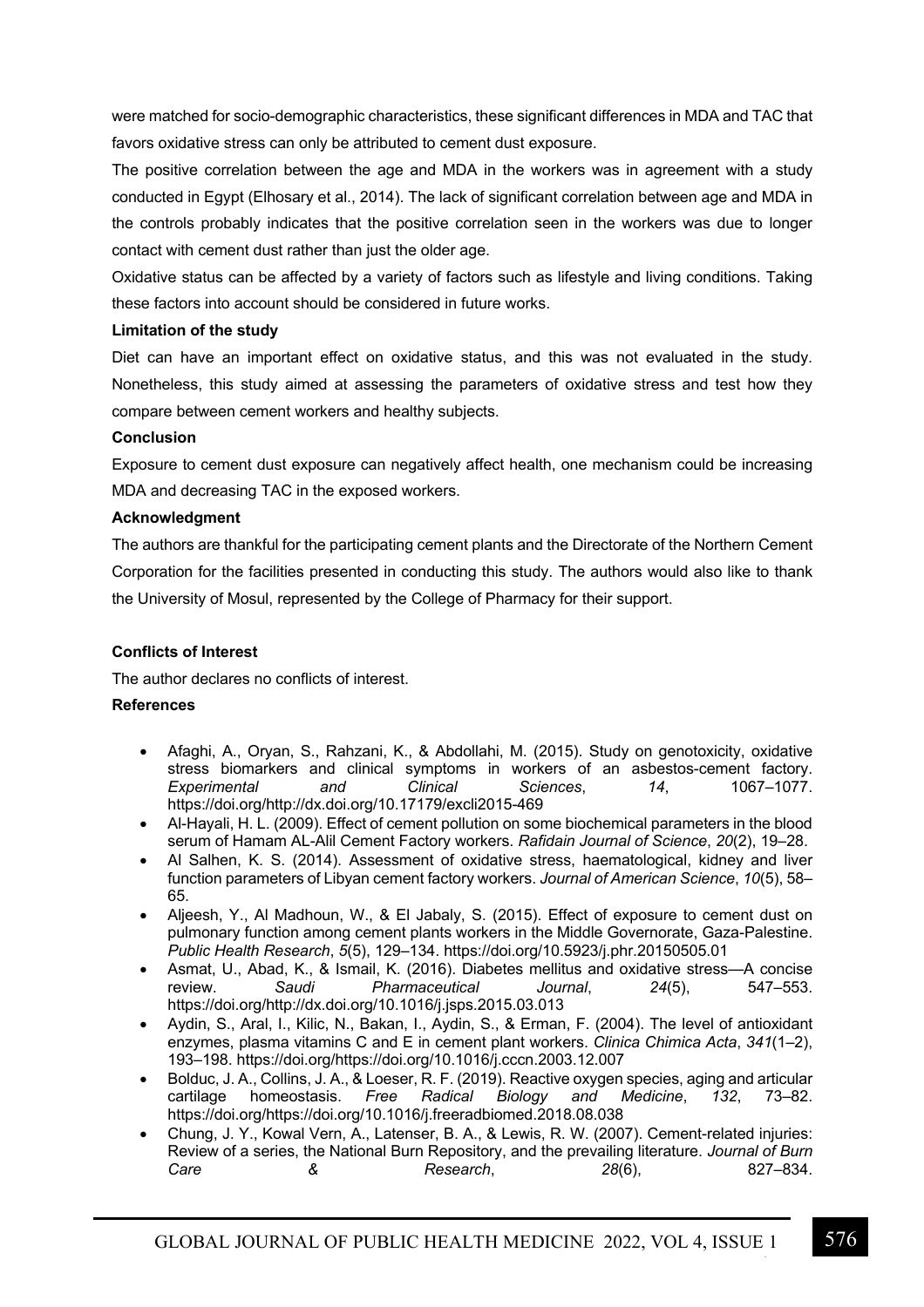were matched for socio-demographic characteristics, these significant differences in MDA and TAC that favors oxidative stress can only be attributed to cement dust exposure.

The positive correlation between the age and MDA in the workers was in agreement with a study conducted in Egypt (Elhosary et al., 2014). The lack of significant correlation between age and MDA in the controls probably indicates that the positive correlation seen in the workers was due to longer contact with cement dust rather than just the older age.

Oxidative status can be affected by a variety of factors such as lifestyle and living conditions. Taking these factors into account should be considered in future works.

**Limitation of the study**

Diet can have an important effect on oxidative status, and this was not evaluated in the study. Nonetheless, this study aimed at assessing the parameters of oxidative stress and test how they compare between cement workers and healthy subjects.

**Conclusion**

Exposure to cement dust exposure can negatively affect health, one mechanism could be increasing MDA and decreasing TAC in the exposed workers.

**Acknowledgment**

The authors are thankful for the participating cement plants and the Directorate of the Northern Cement Corporation for the facilities presented in conducting this study. The authors would also like to thank the University of Mosul, represented by the College of Pharmacy for their support.

**Conflicts of Interest**

The author declares no conflicts of interest.

**References**

- Afaghi, A., Oryan, S., Rahzani, K., & Abdollahi, M. (2015). Study on genotoxicity, oxidative stress biomarkers and clinical symptoms in workers of an asbestos-cement factory. *Experimental and Clinical Sciences*, *14*, 1067–1077. https://doi.org/http://dx.doi.org/10.17179/excli2015-469
- Al-Hayali, H. L. (2009). Effect of cement pollution on some biochemical parameters in the blood serum of Hamam AL-Alil Cement Factory workers. *Rafidain Journal of Science*, *20*(2), 19–28.
- Al Salhen, K. S. (2014). Assessment of oxidative stress, haematological, kidney and liver function parameters of Libyan cement factory workers. *Journal of American Science*, *10*(5), 58–65.
- Aljeesh, Y., Al Madhoun, W., & El Jabaly, S. (2015). Effect of exposure to cement dust on pulmonary function among cement plants workers in the Middle Governorate, Gaza-Palestine. *Public Health Research*, *5*(5), 129–134. https://doi.org/10.5923/j.phr.20150505.01
- Asmat, U., Abad, K., & Ismail, K. (2016). Diabetes mellitus and oxidative stress—A concise review. *Saudi Pharmaceutical Journal*, *24*(5), 547–553. https://doi.org/http://dx.doi.org/10.1016/j.jsps.2015.03.013
- Aydin, S., Aral, I., Kilic, N., Bakan, I., Aydin, S., & Erman, F. (2004). The level of antioxidant enzymes, plasma vitamins C and E in cement plant workers. *Clinica Chimica Acta*, *341*(1–2), 193–198. https://doi.org/https://doi.org/10.1016/j.cccn.2003.12.007
- Bolduc, J. A., Collins, J. A., & Loeser, R. F. (2019). Reactive oxygen species, aging and articular cartilage homeostasis. *Free Radical Biology and Medicine*, *132*, 73–82. https://doi.org/https://doi.org/10.1016/j.freeradbiomed.2018.08.038
- Chung, J. Y., Kowal Vern, A., Latenser, B. A., & Lewis, R. W. (2007). Cement-related injuries: Review of a series, the National Burn Repository, and the prevailing literature. *Journal of Burn Care & Research*, *28*(6), 827–834.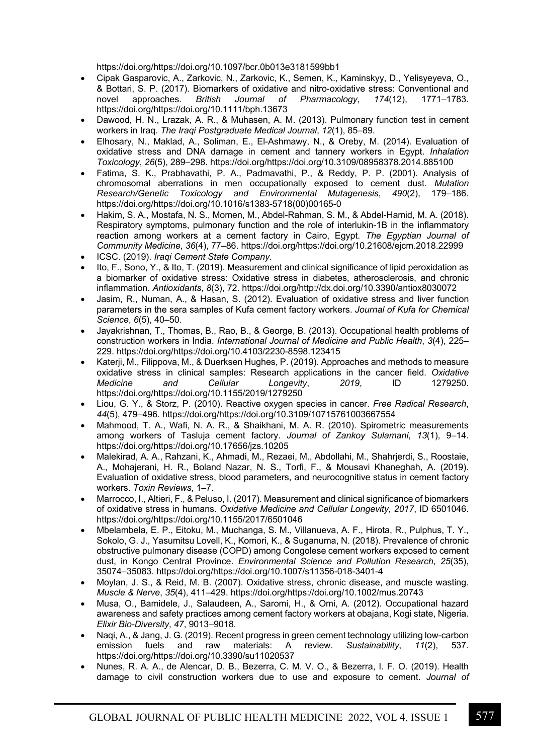https://doi.org/https://doi.org/10.1097/bcr.0b013e3181599bb1

- Cipak Gasparovic, A., Zarkovic, N., Zarkovic, K., Semen, K., Kaminskyy, D., Yelisyeyeva, O., & Bottari, S. P. (2017). Biomarkers of oxidative and nitro‐oxidative stress: Conventional and novel approaches. *British Journal of Pharmacology*, *174*(12), 1771–1783. https://doi.org/https://doi.org/10.1111/bph.13673
- Dawood, H. N., Lrazak, A. R., & Muhasen, A. M. (2013). Pulmonary function test in cement workers in Iraq. *The Iraqi Postgraduate Medical Journal*, *12*(1), 85–89.
- Elhosary, N., Maklad, A., Soliman, E., El-Ashmawy, N., & Oreby, M. (2014). Evaluation of oxidative stress and DNA damage in cement and tannery workers in Egypt. *Inhalation Toxicology*, *26*(5), 289–298. https://doi.org/https://doi.org/10.3109/08958378.2014.885100
- Fatima, S. K., Prabhavathi, P. A., Padmavathi, P., & Reddy, P. P. (2001). Analysis of chromosomal aberrations in men occupationally exposed to cement dust. *Mutation Research/Genetic Toxicology and Environmental Mutagenesis*, *490*(2), 179–186. https://doi.org/https://doi.org/10.1016/s1383-5718(00)00165-0
- Hakim, S. A., Mostafa, N. S., Momen, M., Abdel-Rahman, S. M., & Abdel-Hamid, M. A. (2018). Respiratory symptoms, pulmonary function and the role of interlukin-1B in the inflammatory reaction among workers at a cement factory in Cairo, Egypt. *The Egyptian Journal of Community Medicine*, *36*(4), 77–86. https://doi.org/https://doi.org/10.21608/ejcm.2018.22999
- ICSC. (2019). *Iraqi Cement State Company*.
- Ito, F., Sono, Y., & Ito, T. (2019). Measurement and clinical significance of lipid peroxidation as a biomarker of oxidative stress: Oxidative stress in diabetes, atherosclerosis, and chronic inflammation. *Antioxidants*, *8*(3), 72. https://doi.org/http://dx.doi.org/10.3390/antiox8030072
- Jasim, R., Numan, A., & Hasan, S. (2012). Evaluation of oxidative stress and liver function parameters in the sera samples of Kufa cement factory workers. *Journal of Kufa for Chemical Science*, *6*(5), 40–50.
- Jayakrishnan, T., Thomas, B., Rao, B., & George, B. (2013). Occupational health problems of construction workers in India. *International Journal of Medicine and Public Health*, *3*(4), 225–229. https://doi.org/https://doi.org/10.4103/2230-8598.123415
- Katerji, M., Filippova, M., & Duerksen Hughes, P. (2019). Approaches and methods to measure oxidative stress in clinical samples: Research applications in the cancer field. *Oxidative Medicine and Cellular Longevity*, *2019*, ID 1279250. https://doi.org/https://doi.org/10.1155/2019/1279250
- Liou, G. Y., & Storz, P. (2010). Reactive oxygen species in cancer. *Free Radical Research*, *44*(5), 479–496. https://doi.org/https://doi.org/10.3109/10715761003667554
- Mahmood, T. A., Wafi, N. A. R., & Shaikhani, M. A. R. (2010). Spirometric measurements among workers of Tasluja cement factory. *Journal of Zankoy Sulamani*, *13*(1), 9–14. https://doi.org/https://doi.org/10.17656/jzs.10205
- Malekirad, A. A., Rahzani, K., Ahmadi, M., Rezaei, M., Abdollahi, M., Shahrjerdi, S., Roostaie, A., Mohajerani, H. R., Boland Nazar, N. S., Torfi, F., & Mousavi Khaneghah, A. (2019). Evaluation of oxidative stress, blood parameters, and neurocognitive status in cement factory workers. *Toxin Reviews*, 1–7.
- Marrocco, I., Altieri, F., & Peluso, I. (2017). Measurement and clinical significance of biomarkers of oxidative stress in humans. *Oxidative Medicine and Cellular Longevity*, *2017*, ID 6501046. https://doi.org/https://doi.org/10.1155/2017/6501046
- Mbelambela, E. P., Eitoku, M., Muchanga, S. M., Villanueva, A. F., Hirota, R., Pulphus, T. Y., Sokolo, G. J., Yasumitsu Lovell, K., Komori, K., & Suganuma, N. (2018). Prevalence of chronic obstructive pulmonary disease (COPD) among Congolese cement workers exposed to cement dust, in Kongo Central Province. *Environmental Science and Pollution Research*, *25*(35), 35074–35083. https://doi.org/https://doi.org/10.1007/s11356-018-3401-4
- Moylan, J. S., & Reid, M. B. (2007). Oxidative stress, chronic disease, and muscle wasting. *Muscle & Nerve*, *35*(4), 411–429. https://doi.org/https://doi.org/10.1002/mus.20743
- Musa, O., Bamidele, J., Salaudeen, A., Saromi, H., & Omi, A. (2012). Occupational hazard awareness and safety practices among cement factory workers at obajana, Kogi state, Nigeria. *Elixir Bio-Diversity*, *47*, 9013–9018.
- Naqi, A., & Jang, J. G. (2019). Recent progress in green cement technology utilizing low-carbon emission fuels and raw materials: A review. *Sustainability*, *11*(2), 537. https://doi.org/https://doi.org/10.3390/su11020537
- Nunes, R. A. A., de Alencar, D. B., Bezerra, C. M. V. O., & Bezerra, I. F. O. (2019). Health damage to civil construction workers due to use and exposure to cement. *Journal of*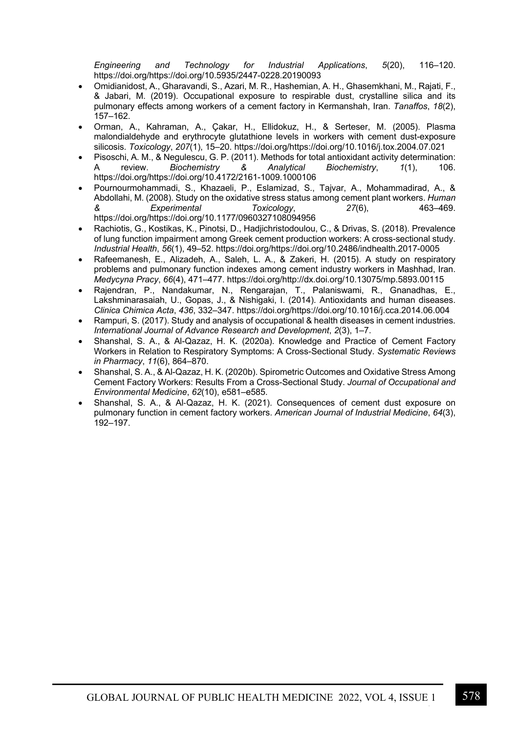*Engineering and Technology for Industrial Applications*, *5*(20), 116–120. https://doi.org/https://doi.org/10.5935/2447-0228.20190093

- Omidianidost, A., Gharavandi, S., Azari, M. R., Hashemian, A. H., Ghasemkhani, M., Rajati, F., & Jabari, M. (2019). Occupational exposure to respirable dust, crystalline silica and its pulmonary effects among workers of a cement factory in Kermanshah, Iran. *Tanaffos*, *18*(2), 157–162.
- Orman, A., Kahraman, A., Çakar, H., Ellidokuz, H., & Serteser, M. (2005). Plasma malondialdehyde and erythrocyte glutathione levels in workers with cement dust-exposure silicosis. *Toxicology*, *207*(1), 15–20. https://doi.org/https://doi.org/10.1016/j.tox.2004.07.021
- Pisoschi, A. M., & Negulescu, G. P. (2011). Methods for total antioxidant activity determination: A review. *Biochemistry & Analytical Biochemistry*, *1*(1), 106. https://doi.org/https://doi.org/10.4172/2161-1009.1000106
- Pournourmohammadi, S., Khazaeli, P., Eslamizad, S., Tajvar, A., Mohammadirad, A., & Abdollahi, M. (2008). Study on the oxidative stress status among cement plant workers. *Human & Experimental Toxicology*, *27*(6), 463–469. https://doi.org/https://doi.org/10.1177/0960327108094956
- Rachiotis, G., Kostikas, K., Pinotsi, D., Hadjichristodoulou, C., & Drivas, S. (2018). Prevalence of lung function impairment among Greek cement production workers: A cross-sectional study. *Industrial Health*, *56*(1), 49–52. https://doi.org/https://doi.org/10.2486/indhealth.2017-0005
- Rafeemanesh, E., Alizadeh, A., Saleh, L. A., & Zakeri, H. (2015). A study on respiratory problems and pulmonary function indexes among cement industry workers in Mashhad, Iran. *Medycyna Pracy*, *66*(4), 471–477. https://doi.org/http://dx.doi.org/10.13075/mp.5893.00115
- Rajendran, P., Nandakumar, N., Rengarajan, T., Palaniswami, R., Gnanadhas, E., Lakshminarasaiah, U., Gopas, J., & Nishigaki, I. (2014). Antioxidants and human diseases. *Clinica Chimica Acta*, *436*, 332–347. https://doi.org/https://doi.org/10.1016/j.cca.2014.06.004
- Rampuri, S. (2017). Study and analysis of occupational & health diseases in cement industries. *International Journal of Advance Research and Development*, *2*(3), 1–7.
- Shanshal, S. A., & Al-Qazaz, H. K. (2020a). Knowledge and Practice of Cement Factory Workers in Relation to Respiratory Symptoms: A Cross-Sectional Study. *Systematic Reviews in Pharmacy*, *11*(6), 864–870.
- Shanshal, S. A., & Al-Qazaz, H. K. (2020b). Spirometric Outcomes and Oxidative Stress Among Cement Factory Workers: Results From a Cross-Sectional Study. *Journal of Occupational and Environmental Medicine*, *62*(10), e581–e585.
- Shanshal, S. A., & Al-Qazaz, H. K. (2021). Consequences of cement dust exposure on pulmonary function in cement factory workers. *American Journal of Industrial Medicine*, *64*(3), 192–197.